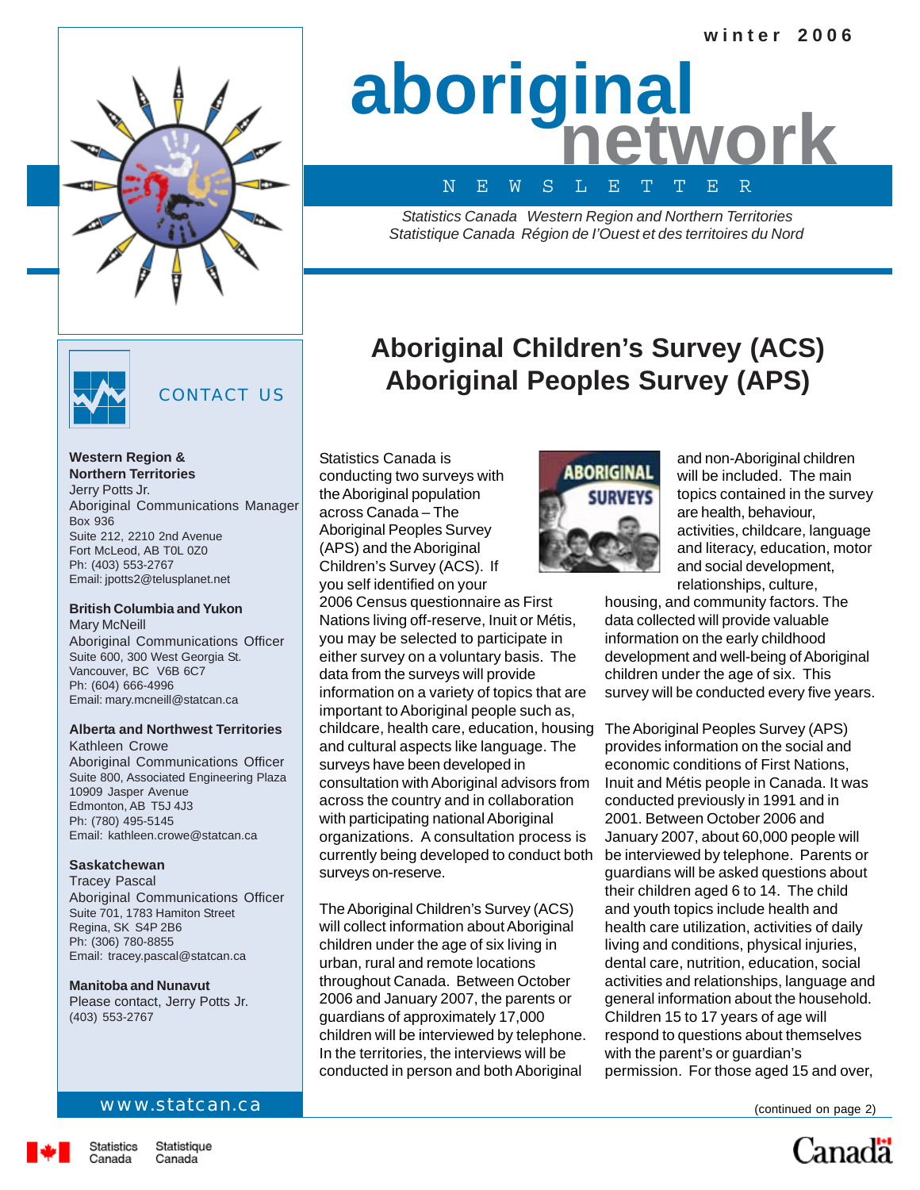winter 2006

# aboriginal network

NEWSLETTER

*Statistics Canada Western Region and Northern Territories*
*Statistique Canada Région de l'Ouest et des territoires du Nord*

## CONTACT US

**Western Region & Northern Territories**
Jerry Potts Jr.
Aboriginal Communications Manager
Box 936
Suite 212, 2210 2nd Avenue
Fort McLeod, AB T0L 0Z0
Ph: (403) 553-2767
Email: jpotts2@telusplanet.net

**British Columbia and Yukon**
Mary McNeill
Aboriginal Communications Officer
Suite 600, 300 West Georgia St.
Vancouver, BC V6B 6C7
Ph: (604) 666-4996
Email: mary.mcneill@statcan.ca

**Alberta and Northwest Territories**
Kathleen Crowe
Aboriginal Communications Officer
Suite 800, Associated Engineering Plaza
10909 Jasper Avenue
Edmonton, AB T5J 4J3
Ph: (780) 495-5145
Email: kathleen.crowe@statcan.ca

**Saskatchewan**
Tracey Pascal
Aboriginal Communications Officer
Suite 701, 1783 Hamiton Street
Regina, SK S4P 2B6
Ph: (306) 780-8855
Email: tracey.pascal@statcan.ca

**Manitoba and Nunavut**
Please contact, Jerry Potts Jr.
(403) 553-2767

www.statcan.ca

# Aboriginal Children's Survey (ACS) Aboriginal Peoples Survey (APS)

Statistics Canada is conducting two surveys with the Aboriginal population across Canada – The Aboriginal Peoples Survey (APS) and the Aboriginal Children's Survey (ACS). If you self identified on your 2006 Census questionnaire as First Nations living off-reserve, Inuit or Métis, you may be selected to participate in either survey on a voluntary basis. The data from the surveys will provide information on a variety of topics that are important to Aboriginal people such as, childcare, health care, education, housing and cultural aspects like language. The surveys have been developed in consultation with Aboriginal advisors from across the country and in collaboration with participating national Aboriginal organizations. A consultation process is currently being developed to conduct both surveys on-reserve.

The Aboriginal Children's Survey (ACS) will collect information about Aboriginal children under the age of six living in urban, rural and remote locations throughout Canada. Between October 2006 and January 2007, the parents or guardians of approximately 17,000 children will be interviewed by telephone. In the territories, the interviews will be conducted in person and both Aboriginal and non-Aboriginal children will be included. The main topics contained in the survey are health, behaviour, activities, childcare, language and literacy, education, motor and social development, relationships, culture, housing, and community factors. The data collected will provide valuable information on the early childhood development and well-being of Aboriginal children under the age of six. This survey will be conducted every five years.

The Aboriginal Peoples Survey (APS) provides information on the social and economic conditions of First Nations, Inuit and Métis people in Canada. It was conducted previously in 1991 and in 2001. Between October 2006 and January 2007, about 60,000 people will be interviewed by telephone. Parents or guardians will be asked questions about their children aged 6 to 14. The child and youth topics include health and health care utilization, activities of daily living and conditions, physical injuries, dental care, nutrition, education, social activities and relationships, language and general information about the household. Children 15 to 17 years of age will respond to questions about themselves with the parent's or guardian's permission. For those aged 15 and over,

(continued on page 2)

Statistics Canada Statistique Canada

Canada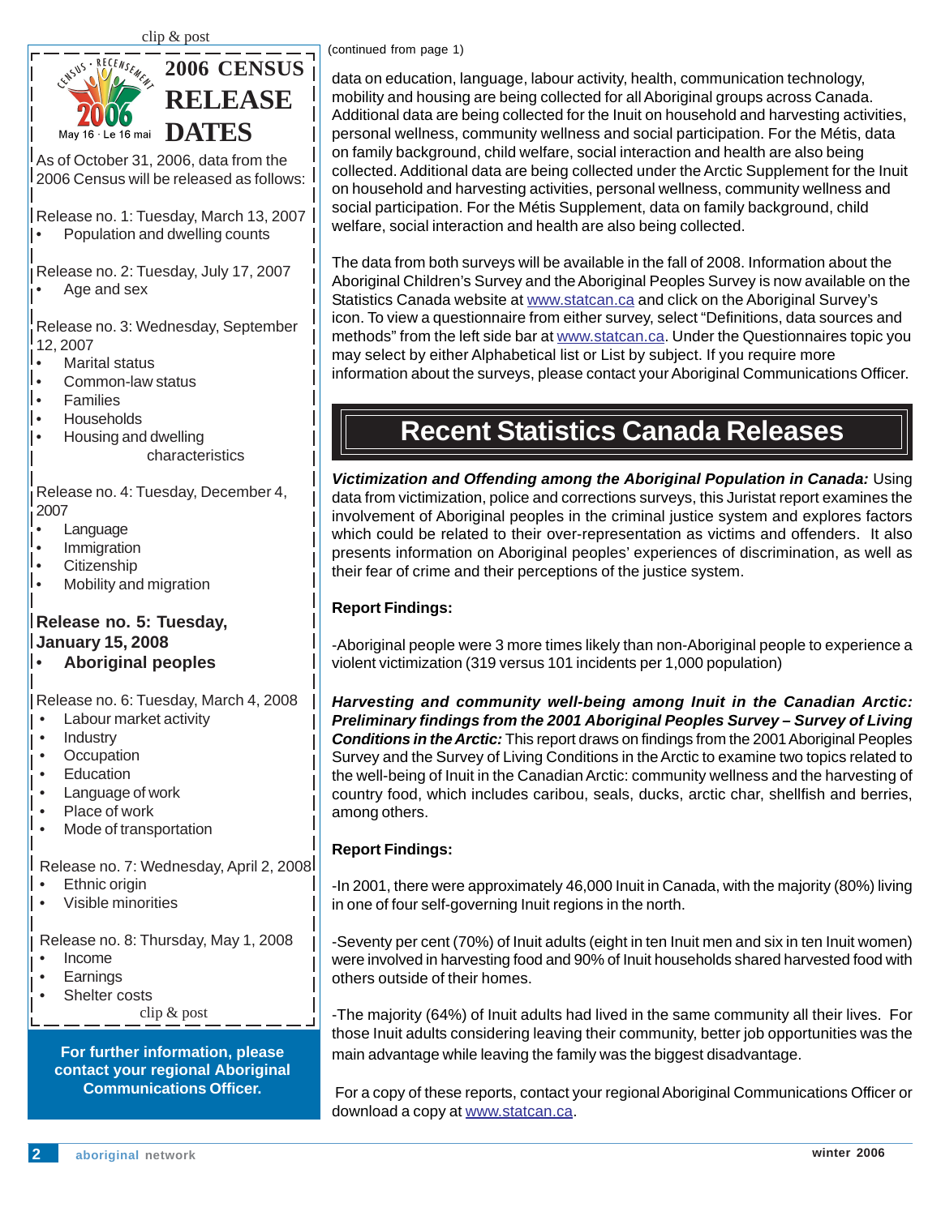clip & post

## 2006 CENSUS RELEASE DATES

May 16 · Le 16 mai

As of October 31, 2006, data from the 2006 Census will be released as follows:

Release no. 1: Tuesday, March 13, 2007
- Population and dwelling counts

Release no. 2: Tuesday, July 17, 2007
- Age and sex

Release no. 3: Wednesday, September 12, 2007
- Marital status
- Common-law status
- Families
- Households
- Housing and dwelling characteristics

Release no. 4: Tuesday, December 4, 2007
- Language
- Immigration
- Citizenship
- Mobility and migration

**Release no. 5: Tuesday, January 15, 2008**
- **Aboriginal peoples**

Release no. 6: Tuesday, March 4, 2008
- Labour market activity
- Industry
- Occupation
- Education
- Language of work
- Place of work
- Mode of transportation

Release no. 7: Wednesday, April 2, 2008
- Ethnic origin
- Visible minorities

Release no. 8: Thursday, May 1, 2008
- Income
- Earnings
- Shelter costs

clip & post

**For further information, please contact your regional Aboriginal Communications Officer.**

(continued from page 1)

data on education, language, labour activity, health, communication technology, mobility and housing are being collected for all Aboriginal groups across Canada. Additional data are being collected for the Inuit on household and harvesting activities, personal wellness, community wellness and social participation. For the Métis, data on family background, child welfare, social interaction and health are also being collected. Additional data are being collected under the Arctic Supplement for the Inuit on household and harvesting activities, personal wellness, community wellness and social participation. For the Métis Supplement, data on family background, child welfare, social interaction and health are also being collected.

The data from both surveys will be available in the fall of 2008. Information about the Aboriginal Children's Survey and the Aboriginal Peoples Survey is now available on the Statistics Canada website at www.statcan.ca and click on the Aboriginal Survey's icon. To view a questionnaire from either survey, select "Definitions, data sources and methods" from the left side bar at www.statcan.ca. Under the Questionnaires topic you may select by either Alphabetical list or List by subject. If you require more information about the surveys, please contact your Aboriginal Communications Officer.

## Recent Statistics Canada Releases

***Victimization and Offending among the Aboriginal Population in Canada:*** Using data from victimization, police and corrections surveys, this Juristat report examines the involvement of Aboriginal peoples in the criminal justice system and explores factors which could be related to their over-representation as victims and offenders. It also presents information on Aboriginal peoples' experiences of discrimination, as well as their fear of crime and their perceptions of the justice system.

**Report Findings:**

-Aboriginal people were 3 more times likely than non-Aboriginal people to experience a violent victimization (319 versus 101 incidents per 1,000 population)

***Harvesting and community well-being among Inuit in the Canadian Arctic: Preliminary findings from the 2001 Aboriginal Peoples Survey – Survey of Living Conditions in the Arctic:*** This report draws on findings from the 2001 Aboriginal Peoples Survey and the Survey of Living Conditions in the Arctic to examine two topics related to the well-being of Inuit in the Canadian Arctic: community wellness and the harvesting of country food, which includes caribou, seals, ducks, arctic char, shellfish and berries, among others.

**Report Findings:**

-In 2001, there were approximately 46,000 Inuit in Canada, with the majority (80%) living in one of four self-governing Inuit regions in the north.

-Seventy per cent (70%) of Inuit adults (eight in ten Inuit men and six in ten Inuit women) were involved in harvesting food and 90% of Inuit households shared harvested food with others outside of their homes.

-The majority (64%) of Inuit adults had lived in the same community all their lives. For those Inuit adults considering leaving their community, better job opportunities was the main advantage while leaving the family was the biggest disadvantage.

For a copy of these reports, contact your regional Aboriginal Communications Officer or download a copy at www.statcan.ca.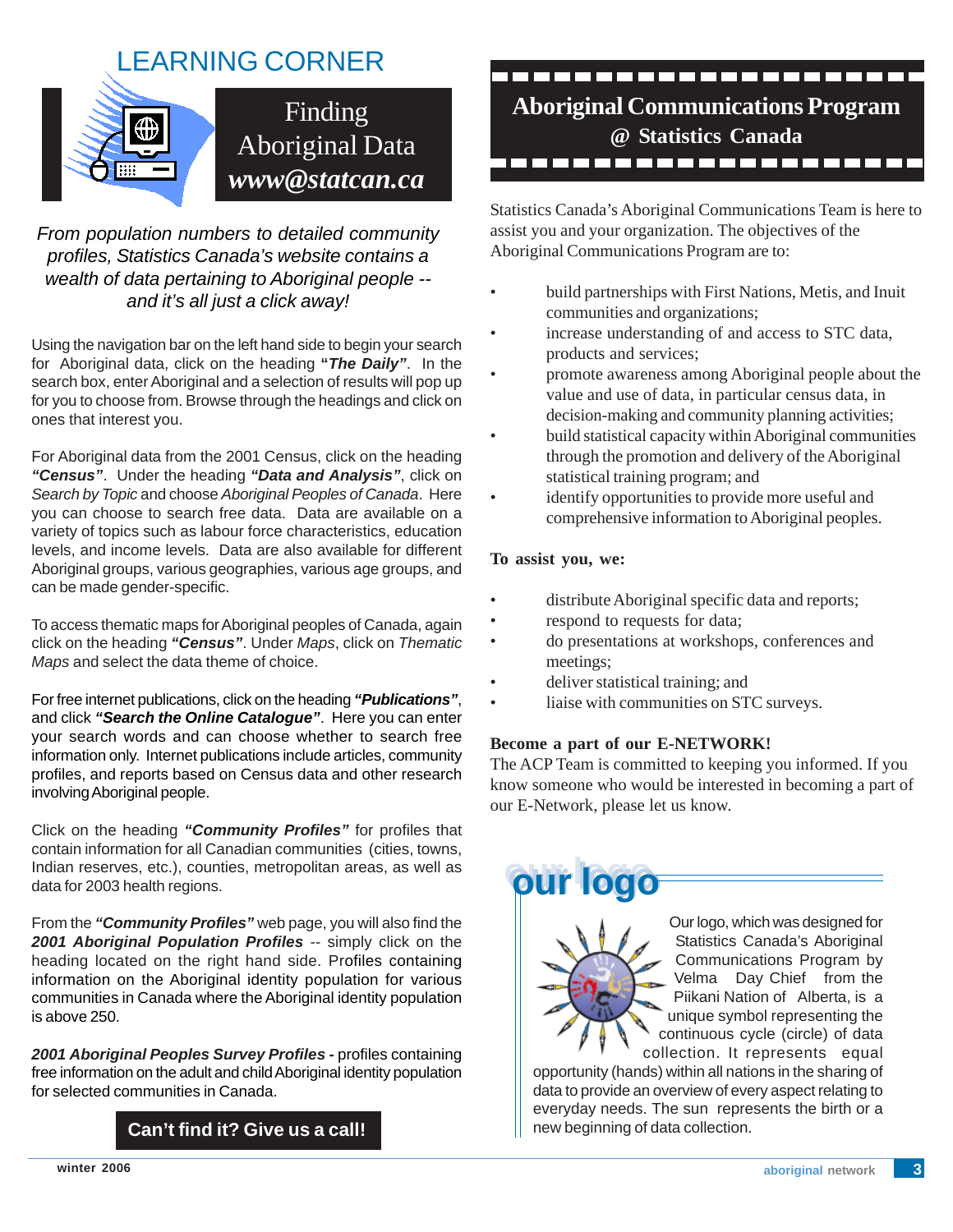# LEARNING CORNER

## Finding Aboriginal Data *www@statcan.ca*

*From population numbers to detailed community profiles, Statistics Canada's website contains a wealth of data pertaining to Aboriginal people -- and it's all just a click away!*

Using the navigation bar on the left hand side to begin your search for Aboriginal data, click on the heading ***"The Daily"***. In the search box, enter Aboriginal and a selection of results will pop up for you to choose from. Browse through the headings and click on ones that interest you.

For Aboriginal data from the 2001 Census, click on the heading ***"Census"***. Under the heading ***"Data and Analysis"***, click on *Search by Topic* and choose *Aboriginal Peoples of Canada*. Here you can choose to search free data. Data are available on a variety of topics such as labour force characteristics, education levels, and income levels. Data are also available for different Aboriginal groups, various geographies, various age groups, and can be made gender-specific.

To access thematic maps for Aboriginal peoples of Canada, again click on the heading ***"Census"***. Under *Maps*, click on *Thematic Maps* and select the data theme of choice.

For free internet publications, click on the heading ***"Publications"***, and click ***"Search the Online Catalogue"***. Here you can enter your search words and can choose whether to search free information only. Internet publications include articles, community profiles, and reports based on Census data and other research involving Aboriginal people.

Click on the heading ***"Community Profiles"*** for profiles that contain information for all Canadian communities (cities, towns, Indian reserves, etc.), counties, metropolitan areas, as well as data for 2003 health regions.

From the ***"Community Profiles"*** web page, you will also find the ***2001 Aboriginal Population Profiles*** -- simply click on the heading located on the right hand side. Profiles containing information on the Aboriginal identity population for various communities in Canada where the Aboriginal identity population is above 250.

***2001 Aboriginal Peoples Survey Profiles -*** profiles containing free information on the adult and child Aboriginal identity population for selected communities in Canada.

**Can't find it? Give us a call!**

## Aboriginal Communications Program @ Statistics Canada

Statistics Canada's Aboriginal Communications Team is here to assist you and your organization. The objectives of the Aboriginal Communications Program are to:

- build partnerships with First Nations, Metis, and Inuit communities and organizations;
- increase understanding of and access to STC data, products and services;
- promote awareness among Aboriginal people about the value and use of data, in particular census data, in decision-making and community planning activities;
- build statistical capacity within Aboriginal communities through the promotion and delivery of the Aboriginal statistical training program; and
- identify opportunities to provide more useful and comprehensive information to Aboriginal peoples.

**To assist you, we:**

- distribute Aboriginal specific data and reports;
- respond to requests for data;
- do presentations at workshops, conferences and meetings;
- deliver statistical training; and
- liaise with communities on STC surveys.

**Become a part of our E-NETWORK!**
The ACP Team is committed to keeping you informed. If you know someone who would be interested in becoming a part of our E-Network, please let us know.

## our logo

Our logo, which was designed for Statistics Canada's Aboriginal Communications Program by Velma Day Chief from the Piikani Nation of Alberta, is a unique symbol representing the continuous cycle (circle) of data collection. It represents equal opportunity (hands) within all nations in the sharing of data to provide an overview of every aspect relating to everyday needs. The sun represents the birth or a new beginning of data collection.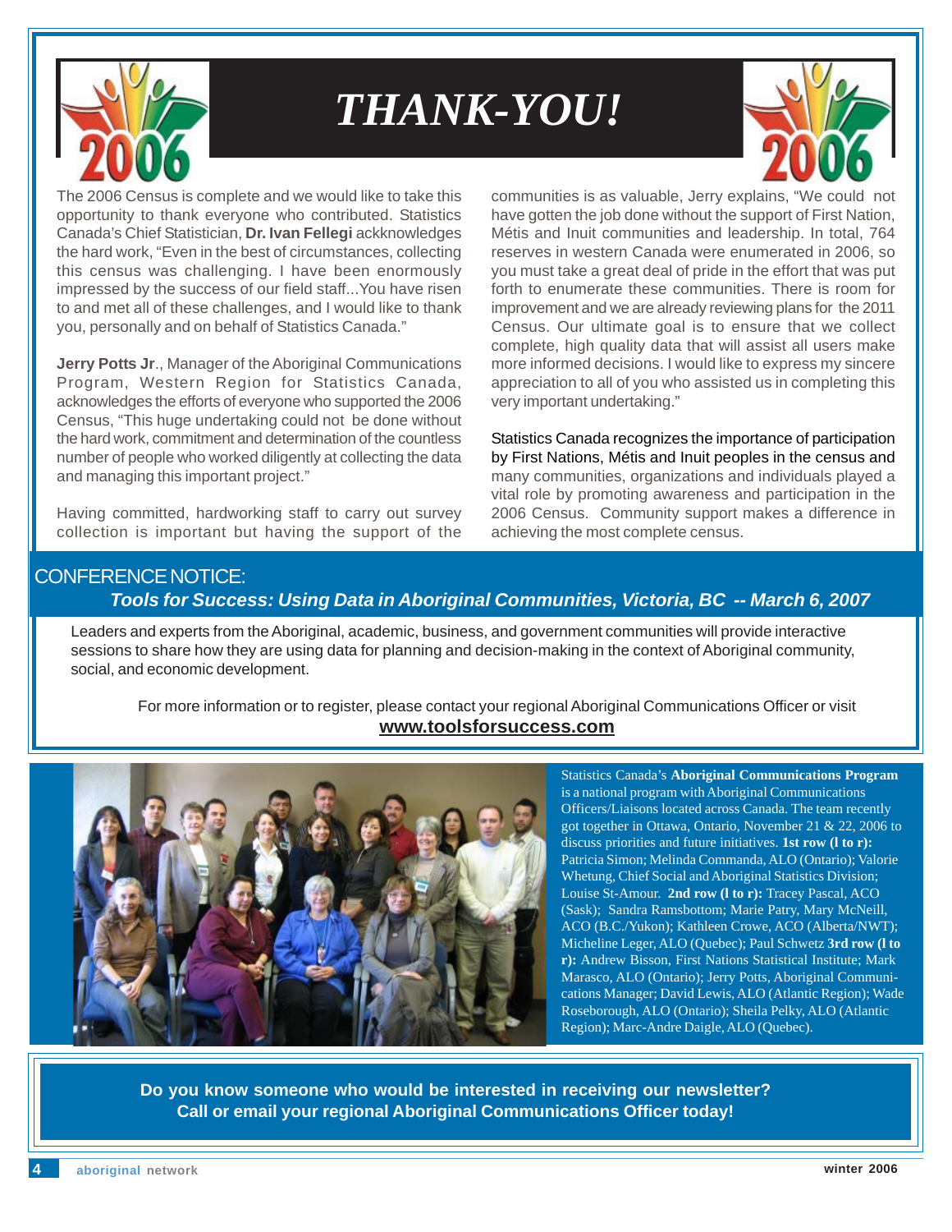# THANK-YOU!

The 2006 Census is complete and we would like to take this opportunity to thank everyone who contributed. Statistics Canada's Chief Statistician, **Dr. Ivan Fellegi** ackknowledges the hard work, "Even in the best of circumstances, collecting this census was challenging. I have been enormously impressed by the success of our field staff...You have risen to and met all of these challenges, and I would like to thank you, personally and on behalf of Statistics Canada."

**Jerry Potts Jr**., Manager of the Aboriginal Communications Program, Western Region for Statistics Canada, acknowledges the efforts of everyone who supported the 2006 Census, "This huge undertaking could not be done without the hard work, commitment and determination of the countless number of people who worked diligently at collecting the data and managing this important project."

Having committed, hardworking staff to carry out survey collection is important but having the support of the communities is as valuable, Jerry explains, "We could not have gotten the job done without the support of First Nation, Métis and Inuit communities and leadership. In total, 764 reserves in western Canada were enumerated in 2006, so you must take a great deal of pride in the effort that was put forth to enumerate these communities. There is room for improvement and we are already reviewing plans for the 2011 Census. Our ultimate goal is to ensure that we collect complete, high quality data that will assist all users make more informed decisions. I would like to express my sincere appreciation to all of you who assisted us in completing this very important undertaking."

Statistics Canada recognizes the importance of participation by First Nations, Métis and Inuit peoples in the census and many communities, organizations and individuals played a vital role by promoting awareness and participation in the 2006 Census. Community support makes a difference in achieving the most complete census.

## CONFERENCE NOTICE:

***Tools for Success: Using Data in Aboriginal Communities, Victoria, BC -- March 6, 2007***

Leaders and experts from the Aboriginal, academic, business, and government communities will provide interactive sessions to share how they are using data for planning and decision-making in the context of Aboriginal community, social, and economic development.

For more information or to register, please contact your regional Aboriginal Communications Officer or visit **www.toolsforsuccess.com**

Statistics Canada's **Aboriginal Communications Program** is a national program with Aboriginal Communications Officers/Liaisons located across Canada. The team recently got together in Ottawa, Ontario, November 21 & 22, 2006 to discuss priorities and future initiatives. **1st row (l to r):** Patricia Simon; Melinda Commanda, ALO (Ontario); Valorie Whetung, Chief Social and Aboriginal Statistics Division; Louise St-Amour. **2nd row (l to r):** Tracey Pascal, ACO (Sask); Sandra Ramsbottom; Marie Patry, Mary McNeill, ACO (B.C./Yukon); Kathleen Crowe, ACO (Alberta/NWT); Micheline Leger, ALO (Quebec); Paul Schwetz **3rd row (l to r):** Andrew Bisson, First Nations Statistical Institute; Mark Marasco, ALO (Ontario); Jerry Potts, Aboriginal Communications Manager; David Lewis, ALO (Atlantic Region); Wade Roseborough, ALO (Ontario); Sheila Pelky, ALO (Atlantic Region); Marc-Andre Daigle, ALO (Quebec).

**Do you know someone who would be interested in receiving our newsletter?**
**Call or email your regional Aboriginal Communications Officer today!**